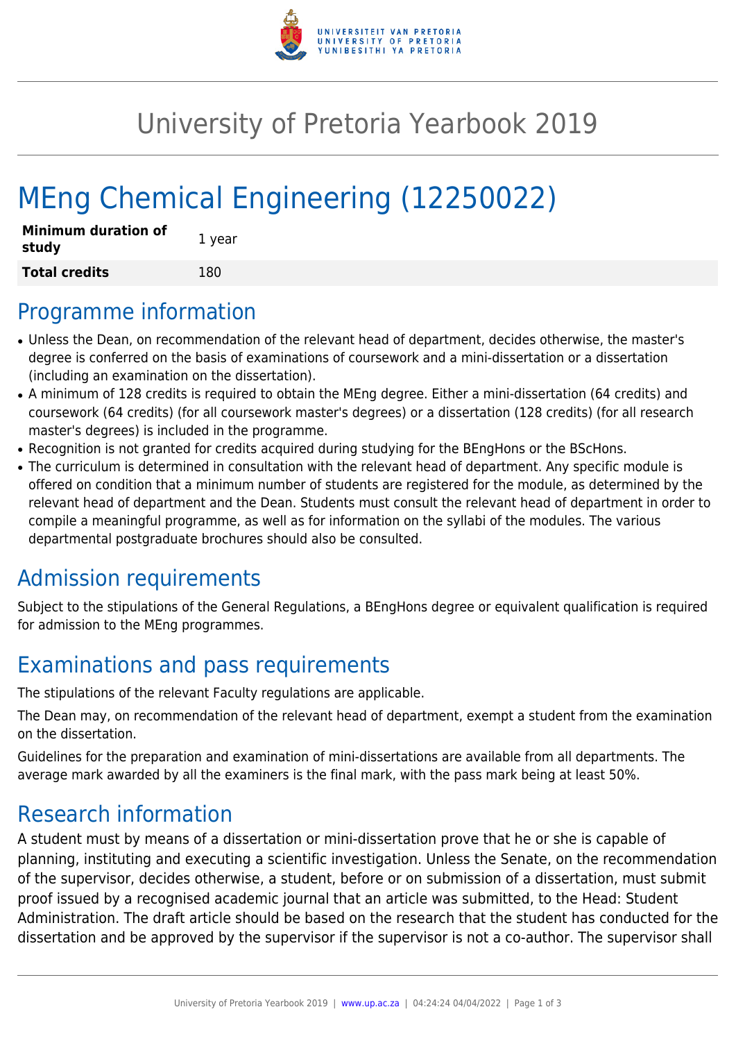# University of Pretoria Yearbook 2019

# MEng Chemical Engineering (12250022)

| | |
|---|---|
| **Minimum duration of study** | 1 year |
| **Total credits** | 180 |

## Programme information

- Unless the Dean, on recommendation of the relevant head of department, decides otherwise, the master's degree is conferred on the basis of examinations of coursework and a mini-dissertation or a dissertation (including an examination on the dissertation).
- A minimum of 128 credits is required to obtain the MEng degree. Either a mini-dissertation (64 credits) and coursework (64 credits) (for all coursework master's degrees) or a dissertation (128 credits) (for all research master's degrees) is included in the programme.
- Recognition is not granted for credits acquired during studying for the BEngHons or the BScHons.
- The curriculum is determined in consultation with the relevant head of department. Any specific module is offered on condition that a minimum number of students are registered for the module, as determined by the relevant head of department and the Dean. Students must consult the relevant head of department in order to compile a meaningful programme, as well as for information on the syllabi of the modules. The various departmental postgraduate brochures should also be consulted.

## Admission requirements

Subject to the stipulations of the General Regulations, a BEngHons degree or equivalent qualification is required for admission to the MEng programmes.

## Examinations and pass requirements

The stipulations of the relevant Faculty regulations are applicable.

The Dean may, on recommendation of the relevant head of department, exempt a student from the examination on the dissertation.

Guidelines for the preparation and examination of mini-dissertations are available from all departments. The average mark awarded by all the examiners is the final mark, with the pass mark being at least 50%.

## Research information

A student must by means of a dissertation or mini-dissertation prove that he or she is capable of planning, instituting and executing a scientific investigation. Unless the Senate, on the recommendation of the supervisor, decides otherwise, a student, before or on submission of a dissertation, must submit proof issued by a recognised academic journal that an article was submitted, to the Head: Student Administration. The draft article should be based on the research that the student has conducted for the dissertation and be approved by the supervisor if the supervisor is not a co-author. The supervisor shall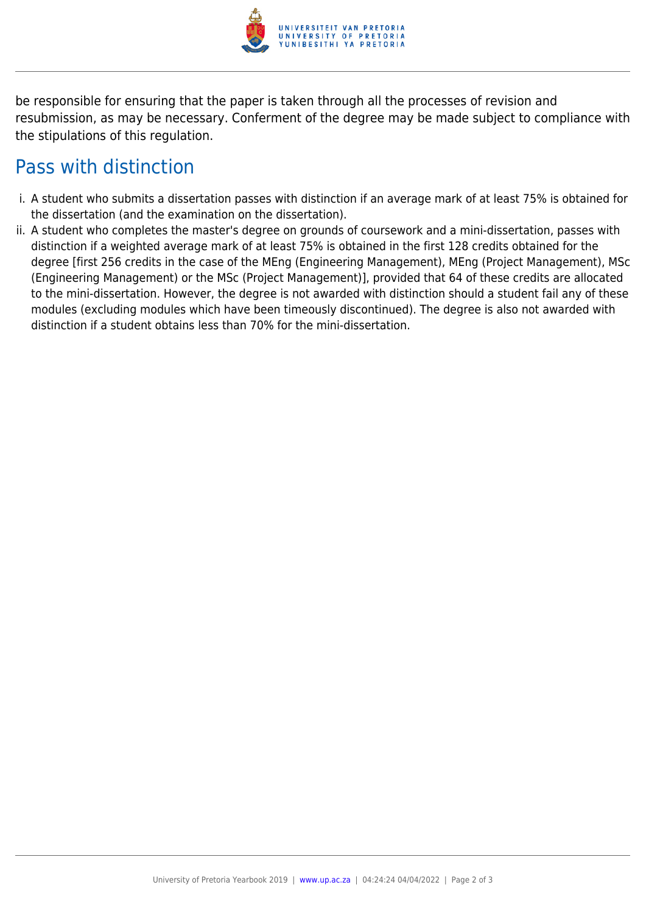be responsible for ensuring that the paper is taken through all the processes of revision and resubmission, as may be necessary. Conferment of the degree may be made subject to compliance with the stipulations of this regulation.

## Pass with distinction

i. A student who submits a dissertation passes with distinction if an average mark of at least 75% is obtained for the dissertation (and the examination on the dissertation).

ii. A student who completes the master's degree on grounds of coursework and a mini-dissertation, passes with distinction if a weighted average mark of at least 75% is obtained in the first 128 credits obtained for the degree [first 256 credits in the case of the MEng (Engineering Management), MEng (Project Management), MSc (Engineering Management) or the MSc (Project Management)], provided that 64 of these credits are allocated to the mini-dissertation. However, the degree is not awarded with distinction should a student fail any of these modules (excluding modules which have been timeously discontinued). The degree is also not awarded with distinction if a student obtains less than 70% for the mini-dissertation.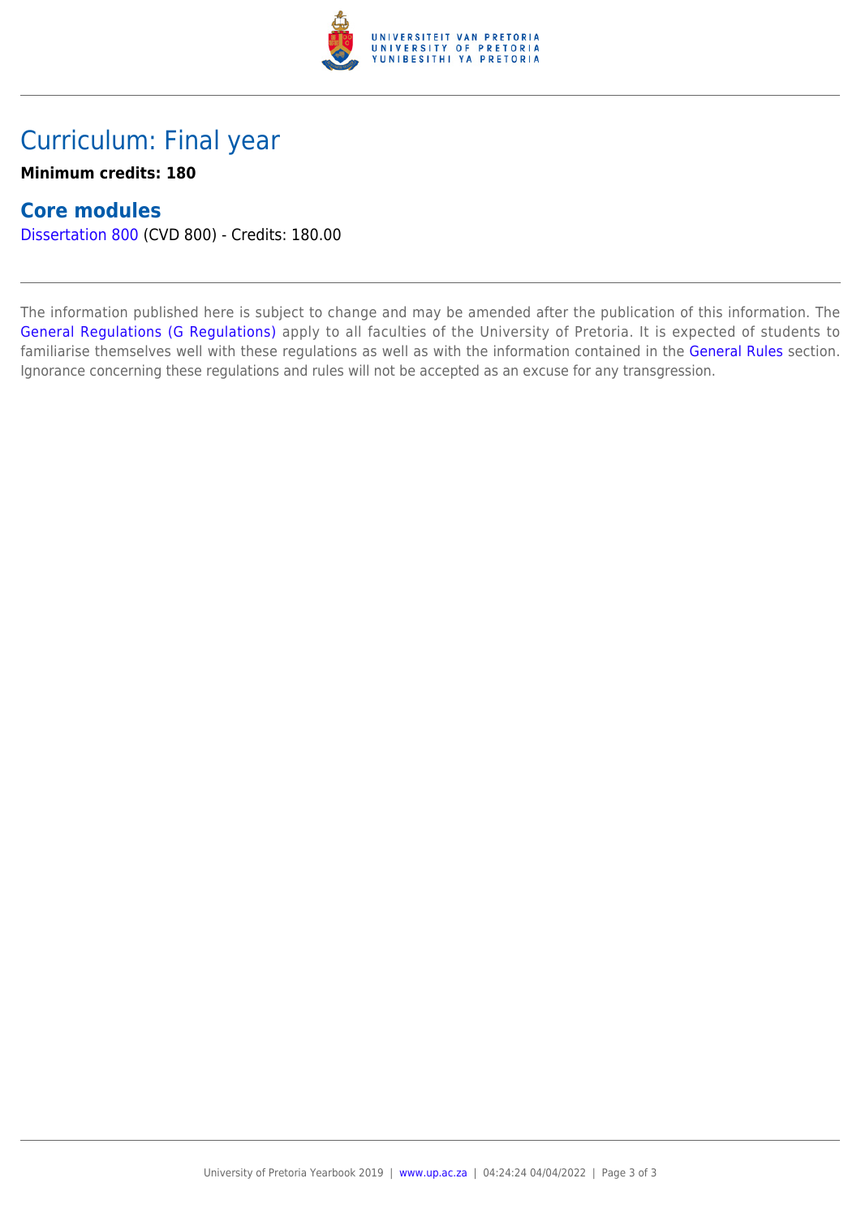## Curriculum: Final year

**Minimum credits: 180**

### Core modules

Dissertation 800 (CVD 800) - Credits: 180.00

The information published here is subject to change and may be amended after the publication of this information. The General Regulations (G Regulations) apply to all faculties of the University of Pretoria. It is expected of students to familiarise themselves well with these regulations as well as with the information contained in the General Rules section. Ignorance concerning these regulations and rules will not be accepted as an excuse for any transgression.